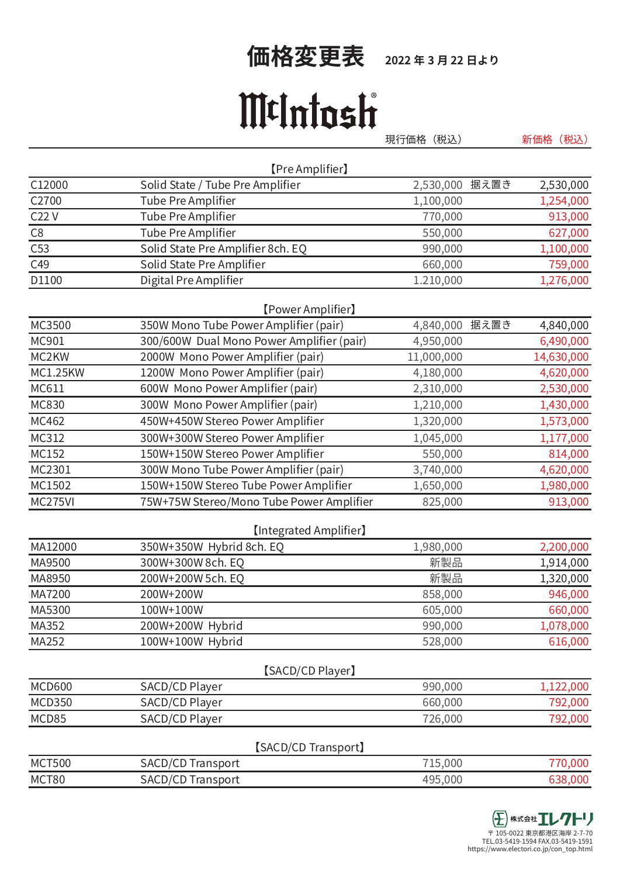# 価格変更表　2022年3月22日より

## McIntosh

| | | 現行価格（税込） | | 新価格（税込） |
|---|---|---|---|---|
| **【Pre Amplifier】** | | | | |
| C12000 | Solid State / Tube Pre Amplifier | 2,530,000 | 据え置き | 2,530,000 |
| C2700 | Tube Pre Amplifier | 1,100,000 | | 1,254,000 |
| C22 V | Tube Pre Amplifier | 770,000 | | 913,000 |
| C8 | Tube Pre Amplifier | 550,000 | | 627,000 |
| C53 | Solid State Pre Amplifier 8ch. EQ | 990,000 | | 1,100,000 |
| C49 | Solid State Pre Amplifier | 660,000 | | 759,000 |
| D1100 | Digital Pre Amplifier | 1.210,000 | | 1,276,000 |
| **【Power Amplifier】** | | | | |
| MC3500 | 350W Mono Tube Power Amplifier (pair) | 4,840,000 | 据え置き | 4,840,000 |
| MC901 | 300/600W Dual Mono Power Amplifier (pair) | 4,950,000 | | 6,490,000 |
| MC2KW | 2000W Mono Power Amplifier (pair) | 11,000,000 | | 14,630,000 |
| MC1.25KW | 1200W Mono Power Amplifier (pair) | 4,180,000 | | 4,620,000 |
| MC611 | 600W Mono Power Amplifier (pair) | 2,310,000 | | 2,530,000 |
| MC830 | 300W Mono Power Amplifier (pair) | 1,210,000 | | 1,430,000 |
| MC462 | 450W+450W Stereo Power Amplifier | 1,320,000 | | 1,573,000 |
| MC312 | 300W+300W Stereo Power Amplifier | 1,045,000 | | 1,177,000 |
| MC152 | 150W+150W Stereo Power Amplifier | 550,000 | | 814,000 |
| MC2301 | 300W Mono Tube Power Amplifier (pair) | 3,740,000 | | 4,620,000 |
| MC1502 | 150W+150W Stereo Tube Power Amplifier | 1,650,000 | | 1,980,000 |
| MC275VI | 75W+75W Stereo/Mono Tube Power Amplifier | 825,000 | | 913,000 |
| **【Integrated Amplifier】** | | | | |
| MA12000 | 350W+350W Hybrid 8ch. EQ | 1,980,000 | | 2,200,000 |
| MA9500 | 300W+300W 8ch. EQ | 新製品 | | 1,914,000 |
| MA8950 | 200W+200W 5ch. EQ | 新製品 | | 1,320,000 |
| MA7200 | 200W+200W | 858,000 | | 946,000 |
| MA5300 | 100W+100W | 605,000 | | 660,000 |
| MA352 | 200W+200W Hybrid | 990,000 | | 1,078,000 |
| MA252 | 100W+100W Hybrid | 528,000 | | 616,000 |
| **【SACD/CD Player】** | | | | |
| MCD600 | SACD/CD Player | 990,000 | | 1,122,000 |
| MCD350 | SACD/CD Player | 660,000 | | 792,000 |
| MCD85 | SACD/CD Player | 726,000 | | 792,000 |
| **【SACD/CD Transport】** | | | | |
| MCT500 | SACD/CD Transport | 715,000 | | 770,000 |
| MCT80 | SACD/CD Transport | 495,000 | | 638,000 |

株式会社エレクトリ
〒105-0022 東京都港区海岸 2-7-70
TEL.03-5419-1594 FAX.03-5419-1591
https://www.electori.co.jp/con_top.html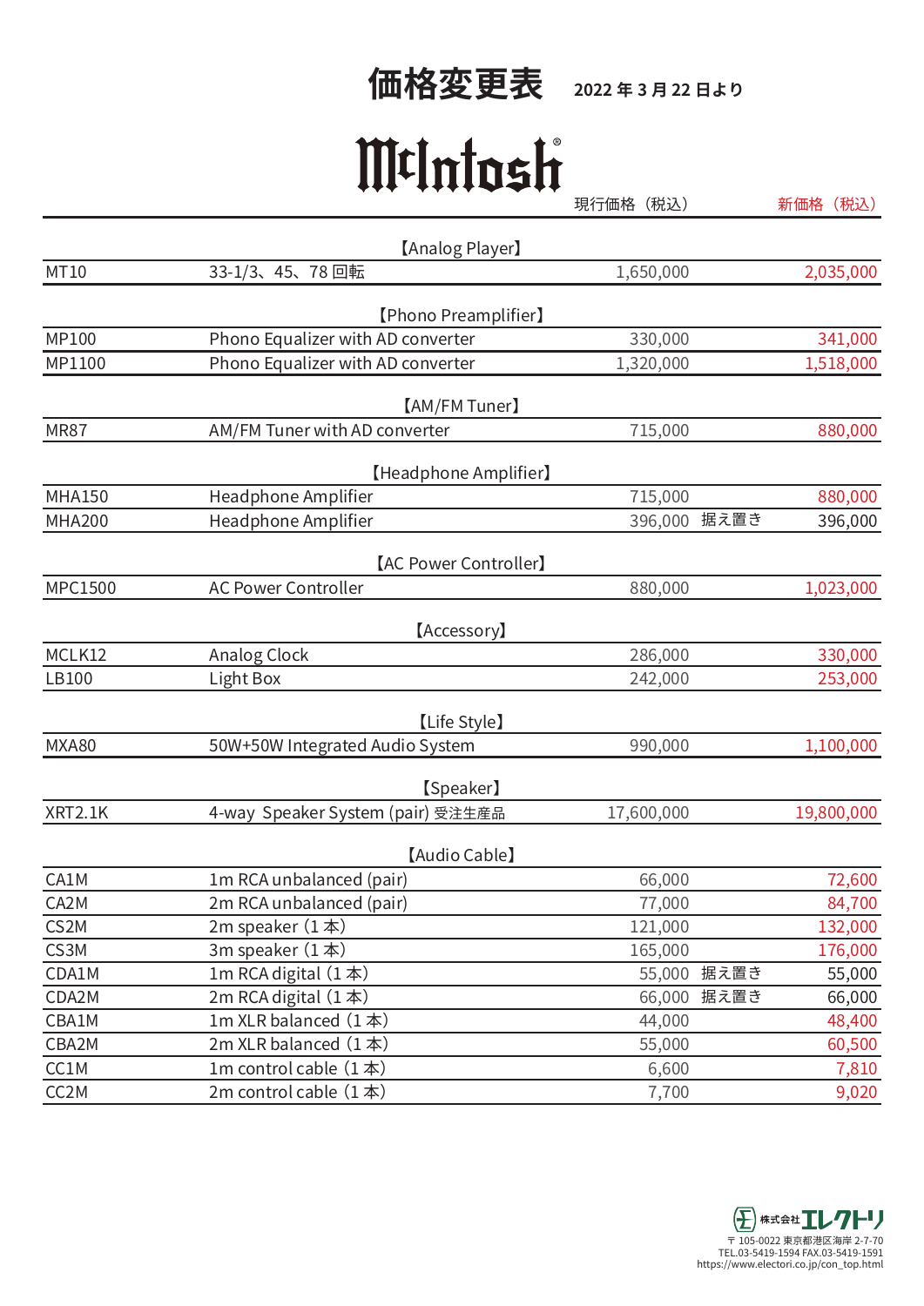# 価格変更表 2022 年 3 月 22 日より

## McIntosh

| | | 現行価格（税込） | | 新価格（税込） |
|---|---|---|---|---|
| | 【Analog Player】 | | | |
| MT10 | 33-1/3、45、78 回転 | 1,650,000 | | 2,035,000 |
| | 【Phono Preamplifier】 | | | |
| MP100 | Phono Equalizer with AD converter | 330,000 | | 341,000 |
| MP1100 | Phono Equalizer with AD converter | 1,320,000 | | 1,518,000 |
| | 【AM/FM Tuner】 | | | |
| MR87 | AM/FM Tuner with AD converter | 715,000 | | 880,000 |
| | 【Headphone Amplifier】 | | | |
| MHA150 | Headphone Amplifier | 715,000 | | 880,000 |
| MHA200 | Headphone Amplifier | 396,000 | 据え置き | 396,000 |
| | 【AC Power Controller】 | | | |
| MPC1500 | AC Power Controller | 880,000 | | 1,023,000 |
| | 【Accessory】 | | | |
| MCLK12 | Analog Clock | 286,000 | | 330,000 |
| LB100 | Light Box | 242,000 | | 253,000 |
| | 【Life Style】 | | | |
| MXA80 | 50W+50W Integrated Audio System | 990,000 | | 1,100,000 |
| | 【Speaker】 | | | |
| XRT2.1K | 4-way Speaker System (pair) 受注生産品 | 17,600,000 | | 19,800,000 |
| | 【Audio Cable】 | | | |
| CA1M | 1m RCA unbalanced (pair) | 66,000 | | 72,600 |
| CA2M | 2m RCA unbalanced (pair) | 77,000 | | 84,700 |
| CS2M | 2m speaker（1 本） | 121,000 | | 132,000 |
| CS3M | 3m speaker（1 本） | 165,000 | | 176,000 |
| CDA1M | 1m RCA digital（1 本） | 55,000 | 据え置き | 55,000 |
| CDA2M | 2m RCA digital（1 本） | 66,000 | 据え置き | 66,000 |
| CBA1M | 1m XLR balanced（1 本） | 44,000 | | 48,400 |
| CBA2M | 2m XLR balanced（1 本） | 55,000 | | 60,500 |
| CC1M | 1m control cable（1 本） | 6,600 | | 7,810 |
| CC2M | 2m control cable（1 本） | 7,700 | | 9,020 |

株式会社エレクトリ
〒105-0022 東京都港区海岸 2-7-70
TEL.03-5419-1594 FAX.03-5419-1591
https://www.electori.co.jp/con_top.html